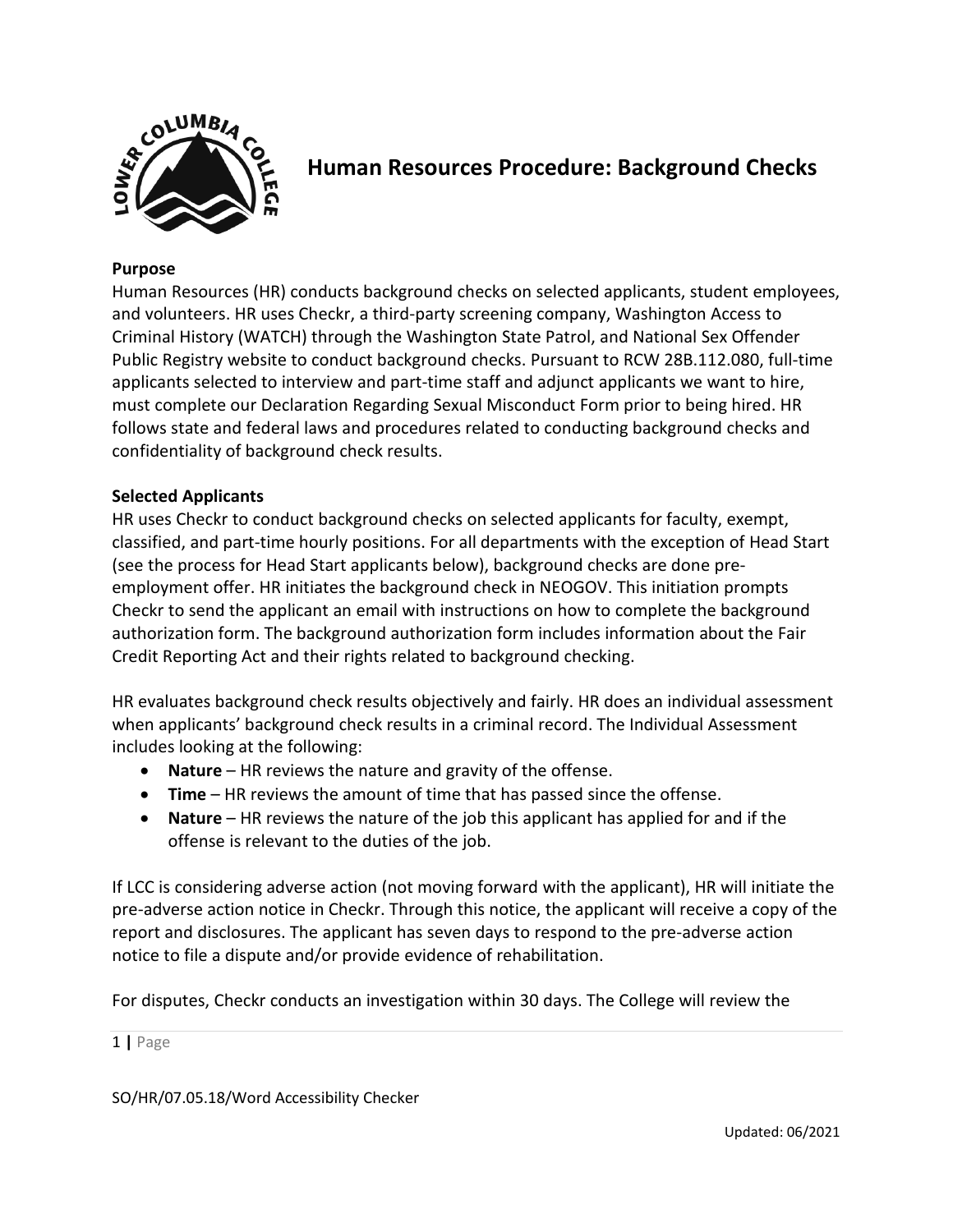# Human Resources Procedure: Background Checks

**Purpose**

Human Resources (HR) conducts background checks on selected applicants, student employees, and volunteers. HR uses Checkr, a third-party screening company, Washington Access to Criminal History (WATCH) through the Washington State Patrol, and National Sex Offender Public Registry website to conduct background checks. Pursuant to RCW 28B.112.080, full-time applicants selected to interview and part-time staff and adjunct applicants we want to hire, must complete our Declaration Regarding Sexual Misconduct Form prior to being hired. HR follows state and federal laws and procedures related to conducting background checks and confidentiality of background check results.

**Selected Applicants**

HR uses Checkr to conduct background checks on selected applicants for faculty, exempt, classified, and part-time hourly positions. For all departments with the exception of Head Start (see the process for Head Start applicants below), background checks are done pre-employment offer. HR initiates the background check in NEOGOV. This initiation prompts Checkr to send the applicant an email with instructions on how to complete the background authorization form. The background authorization form includes information about the Fair Credit Reporting Act and their rights related to background checking.

HR evaluates background check results objectively and fairly. HR does an individual assessment when applicants' background check results in a criminal record. The Individual Assessment includes looking at the following:

- **Nature** – HR reviews the nature and gravity of the offense.
- **Time** – HR reviews the amount of time that has passed since the offense.
- **Nature** – HR reviews the nature of the job this applicant has applied for and if the offense is relevant to the duties of the job.

If LCC is considering adverse action (not moving forward with the applicant), HR will initiate the pre-adverse action notice in Checkr. Through this notice, the applicant will receive a copy of the report and disclosures. The applicant has seven days to respond to the pre-adverse action notice to file a dispute and/or provide evidence of rehabilitation.

For disputes, Checkr conducts an investigation within 30 days. The College will review the

SO/HR/07.05.18/Word Accessibility Checker

Updated: 06/2021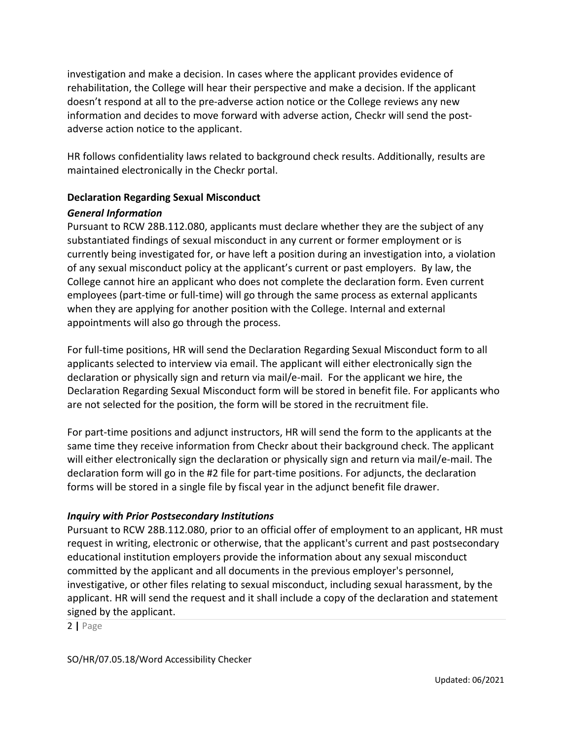investigation and make a decision. In cases where the applicant provides evidence of rehabilitation, the College will hear their perspective and make a decision. If the applicant doesn't respond at all to the pre-adverse action notice or the College reviews any new information and decides to move forward with adverse action, Checkr will send the post-adverse action notice to the applicant.

HR follows confidentiality laws related to background check results. Additionally, results are maintained electronically in the Checkr portal.

### Declaration Regarding Sexual Misconduct

#### *General Information*

Pursuant to RCW 28B.112.080, applicants must declare whether they are the subject of any substantiated findings of sexual misconduct in any current or former employment or is currently being investigated for, or have left a position during an investigation into, a violation of any sexual misconduct policy at the applicant's current or past employers. By law, the College cannot hire an applicant who does not complete the declaration form. Even current employees (part-time or full-time) will go through the same process as external applicants when they are applying for another position with the College. Internal and external appointments will also go through the process.

For full-time positions, HR will send the Declaration Regarding Sexual Misconduct form to all applicants selected to interview via email. The applicant will either electronically sign the declaration or physically sign and return via mail/e-mail. For the applicant we hire, the Declaration Regarding Sexual Misconduct form will be stored in benefit file. For applicants who are not selected for the position, the form will be stored in the recruitment file.

For part-time positions and adjunct instructors, HR will send the form to the applicants at the same time they receive information from Checkr about their background check. The applicant will either electronically sign the declaration or physically sign and return via mail/e-mail. The declaration form will go in the #2 file for part-time positions. For adjuncts, the declaration forms will be stored in a single file by fiscal year in the adjunct benefit file drawer.

#### *Inquiry with Prior Postsecondary Institutions*

Pursuant to RCW 28B.112.080, prior to an official offer of employment to an applicant, HR must request in writing, electronic or otherwise, that the applicant's current and past postsecondary educational institution employers provide the information about any sexual misconduct committed by the applicant and all documents in the previous employer's personnel, investigative, or other files relating to sexual misconduct, including sexual harassment, by the applicant. HR will send the request and it shall include a copy of the declaration and statement signed by the applicant.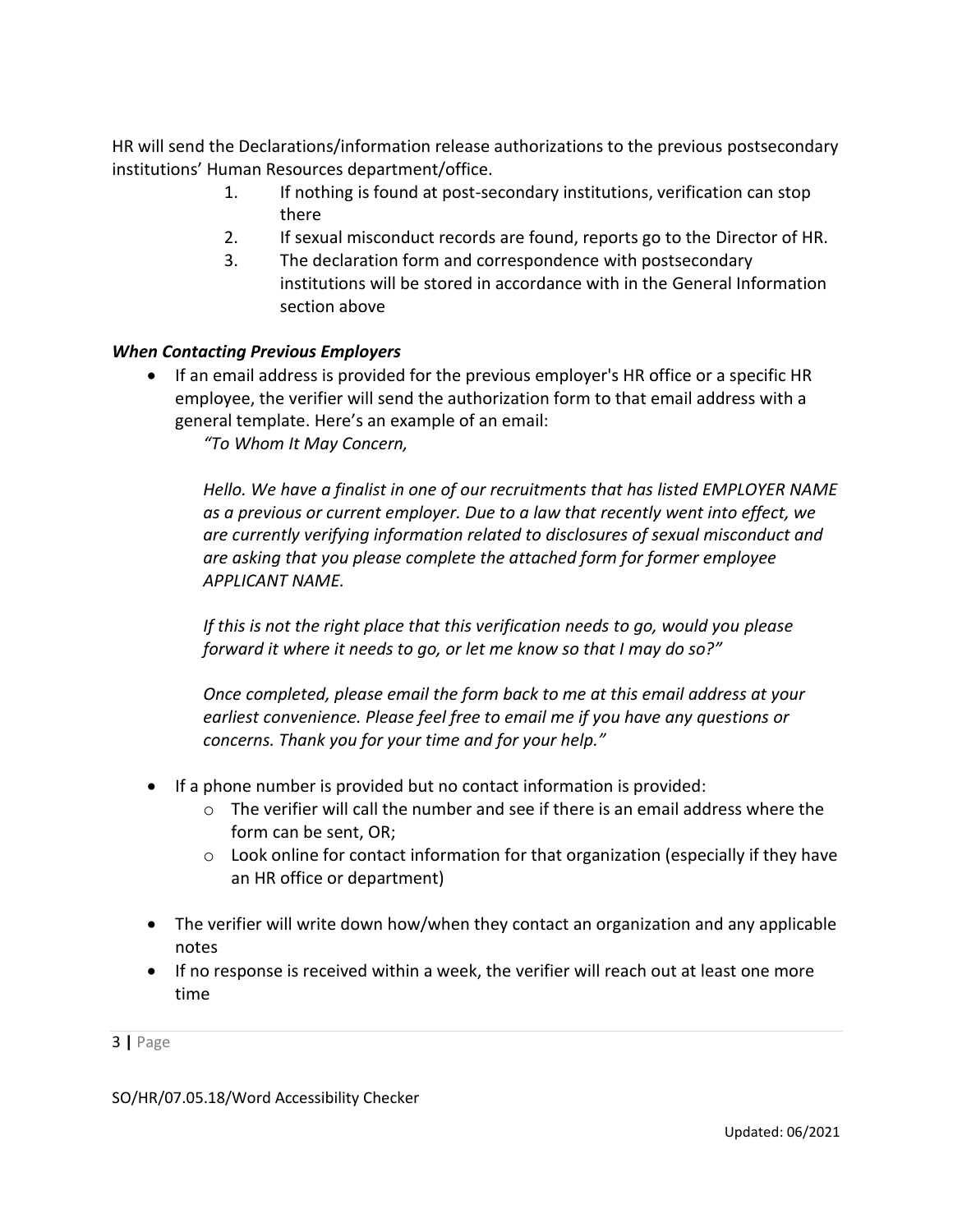HR will send the Declarations/information release authorizations to the previous postsecondary institutions' Human Resources department/office.

1. If nothing is found at post-secondary institutions, verification can stop there
2. If sexual misconduct records are found, reports go to the Director of HR.
3. The declaration form and correspondence with postsecondary institutions will be stored in accordance with in the General Information section above

***When Contacting Previous Employers***

- If an email address is provided for the previous employer's HR office or a specific HR employee, the verifier will send the authorization form to that email address with a general template. Here's an example of an email:

  *"To Whom It May Concern,*

  *Hello. We have a finalist in one of our recruitments that has listed EMPLOYER NAME as a previous or current employer. Due to a law that recently went into effect, we are currently verifying information related to disclosures of sexual misconduct and are asking that you please complete the attached form for former employee APPLICANT NAME.*

  *If this is not the right place that this verification needs to go, would you please forward it where it needs to go, or let me know so that I may do so?"*

  *Once completed, please email the form back to me at this email address at your earliest convenience. Please feel free to email me if you have any questions or concerns. Thank you for your time and for your help."*

- If a phone number is provided but no contact information is provided:
  - The verifier will call the number and see if there is an email address where the form can be sent, OR;
  - Look online for contact information for that organization (especially if they have an HR office or department)

- The verifier will write down how/when they contact an organization and any applicable notes
- If no response is received within a week, the verifier will reach out at least one more time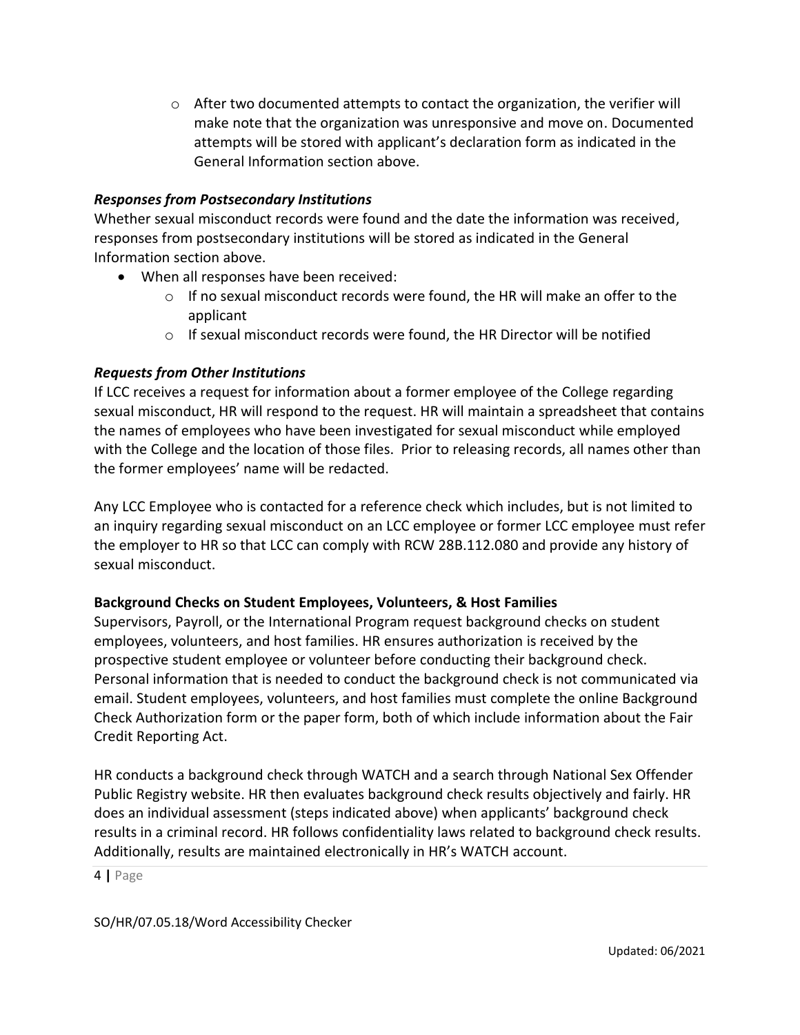- After two documented attempts to contact the organization, the verifier will make note that the organization was unresponsive and move on. Documented attempts will be stored with applicant's declaration form as indicated in the General Information section above.

### *Responses from Postsecondary Institutions*

Whether sexual misconduct records were found and the date the information was received, responses from postsecondary institutions will be stored as indicated in the General Information section above.

- When all responses have been received:
  - If no sexual misconduct records were found, the HR will make an offer to the applicant
  - If sexual misconduct records were found, the HR Director will be notified

### *Requests from Other Institutions*

If LCC receives a request for information about a former employee of the College regarding sexual misconduct, HR will respond to the request. HR will maintain a spreadsheet that contains the names of employees who have been investigated for sexual misconduct while employed with the College and the location of those files. Prior to releasing records, all names other than the former employees' name will be redacted.

Any LCC Employee who is contacted for a reference check which includes, but is not limited to an inquiry regarding sexual misconduct on an LCC employee or former LCC employee must refer the employer to HR so that LCC can comply with RCW 28B.112.080 and provide any history of sexual misconduct.

### **Background Checks on Student Employees, Volunteers, & Host Families**

Supervisors, Payroll, or the International Program request background checks on student employees, volunteers, and host families. HR ensures authorization is received by the prospective student employee or volunteer before conducting their background check. Personal information that is needed to conduct the background check is not communicated via email. Student employees, volunteers, and host families must complete the online Background Check Authorization form or the paper form, both of which include information about the Fair Credit Reporting Act.

HR conducts a background check through WATCH and a search through National Sex Offender Public Registry website. HR then evaluates background check results objectively and fairly. HR does an individual assessment (steps indicated above) when applicants' background check results in a criminal record. HR follows confidentiality laws related to background check results. Additionally, results are maintained electronically in HR's WATCH account.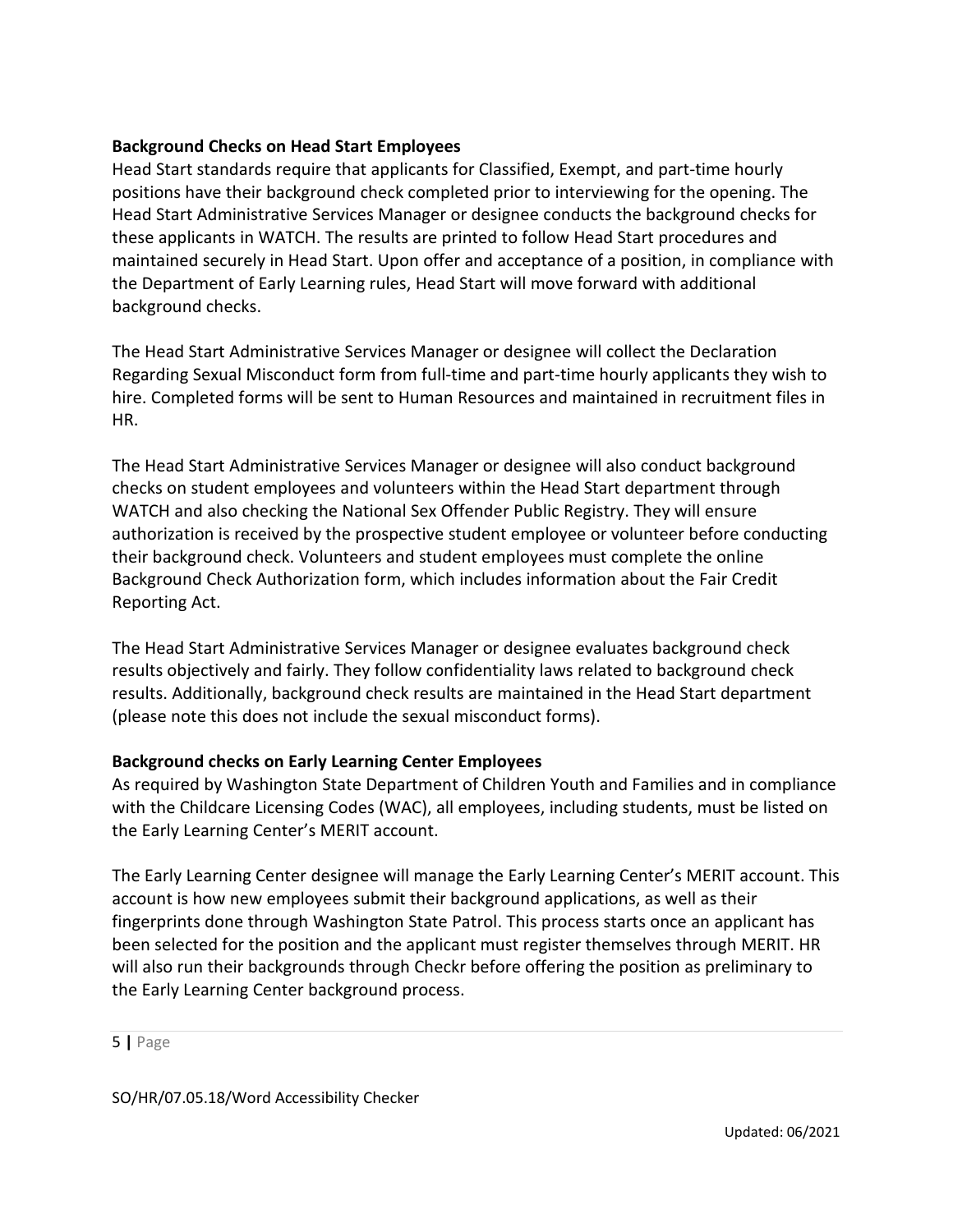**Background Checks on Head Start Employees**

Head Start standards require that applicants for Classified, Exempt, and part-time hourly positions have their background check completed prior to interviewing for the opening. The Head Start Administrative Services Manager or designee conducts the background checks for these applicants in WATCH. The results are printed to follow Head Start procedures and maintained securely in Head Start. Upon offer and acceptance of a position, in compliance with the Department of Early Learning rules, Head Start will move forward with additional background checks.

The Head Start Administrative Services Manager or designee will collect the Declaration Regarding Sexual Misconduct form from full-time and part-time hourly applicants they wish to hire. Completed forms will be sent to Human Resources and maintained in recruitment files in HR.

The Head Start Administrative Services Manager or designee will also conduct background checks on student employees and volunteers within the Head Start department through WATCH and also checking the National Sex Offender Public Registry. They will ensure authorization is received by the prospective student employee or volunteer before conducting their background check. Volunteers and student employees must complete the online Background Check Authorization form, which includes information about the Fair Credit Reporting Act.

The Head Start Administrative Services Manager or designee evaluates background check results objectively and fairly. They follow confidentiality laws related to background check results. Additionally, background check results are maintained in the Head Start department (please note this does not include the sexual misconduct forms).

**Background checks on Early Learning Center Employees**

As required by Washington State Department of Children Youth and Families and in compliance with the Childcare Licensing Codes (WAC), all employees, including students, must be listed on the Early Learning Center's MERIT account.

The Early Learning Center designee will manage the Early Learning Center's MERIT account. This account is how new employees submit their background applications, as well as their fingerprints done through Washington State Patrol. This process starts once an applicant has been selected for the position and the applicant must register themselves through MERIT. HR will also run their backgrounds through Checkr before offering the position as preliminary to the Early Learning Center background process.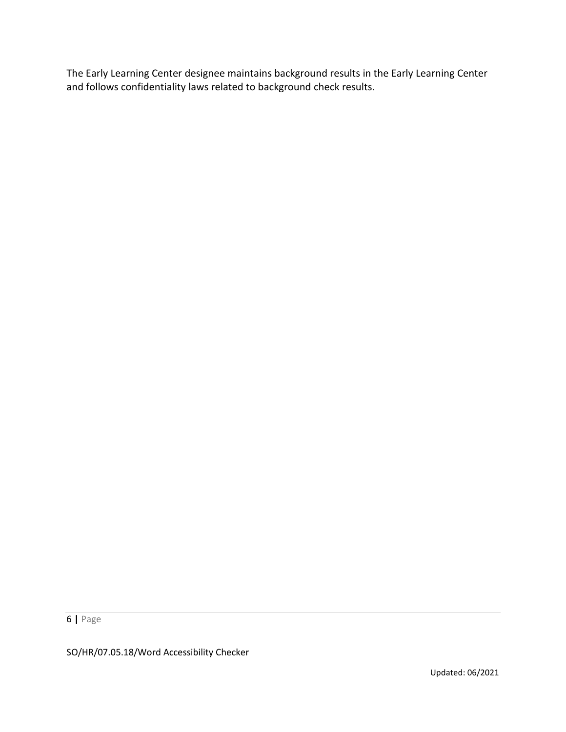The Early Learning Center designee maintains background results in the Early Learning Center and follows confidentiality laws related to background check results.